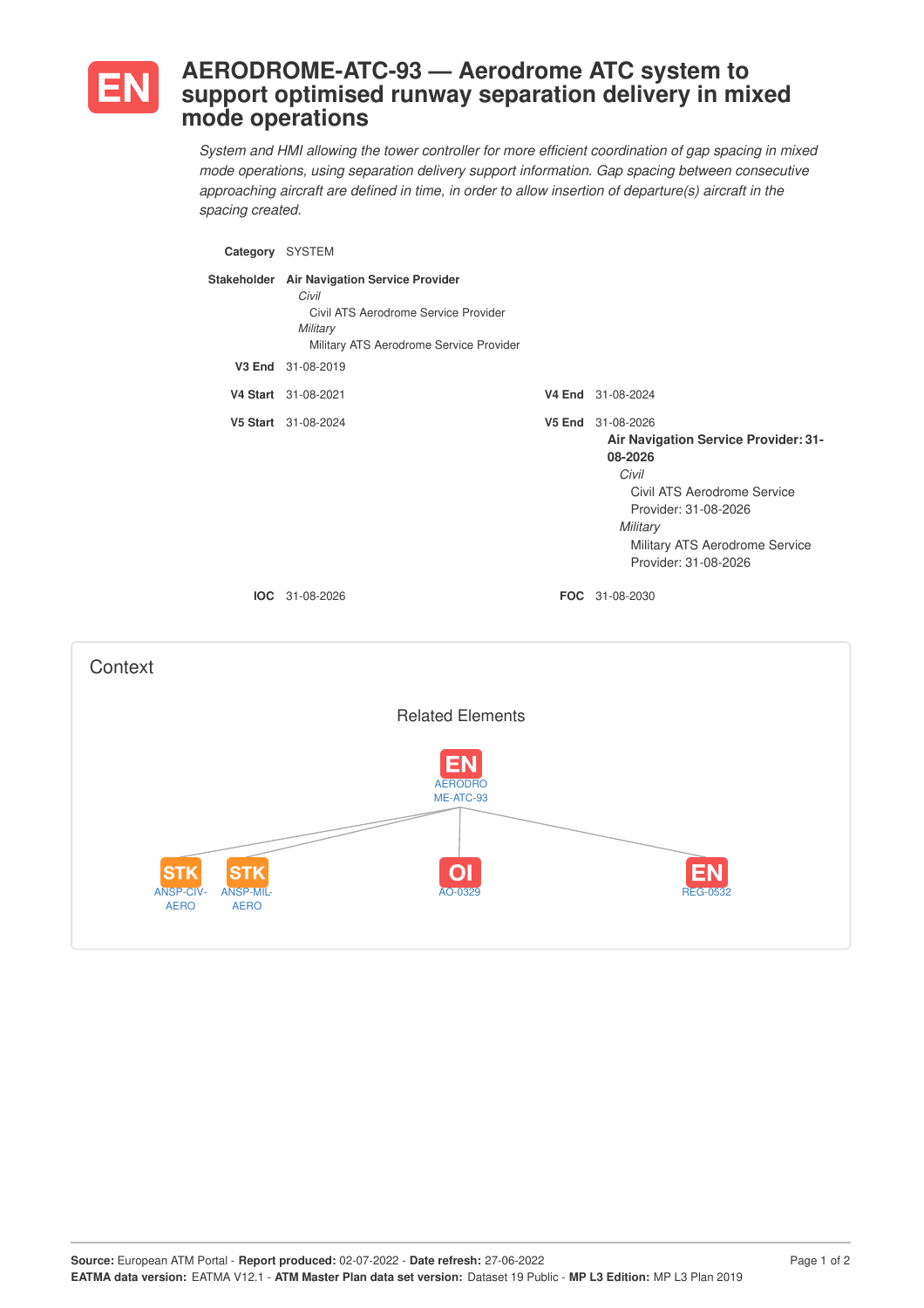# EN AERODROME-ATC-93 — Aerodrome ATC system to support optimised runway separation delivery in mixed mode operations

*System and HMI allowing the tower controller for more efficient coordination of gap spacing in mixed mode operations, using separation delivery support information. Gap spacing between consecutive approaching aircraft are defined in time, in order to allow insertion of departure(s) aircraft in the spacing created.*

**Category** SYSTEM

**Stakeholder** **Air Navigation Service Provider**
- *Civil*
  - Civil ATS Aerodrome Service Provider
- *Military*
  - Military ATS Aerodrome Service Provider

**V3 End** 31-08-2019

**V4 Start** 31-08-2021 **V4 End** 31-08-2024

**V5 Start** 31-08-2024 **V5 End** 31-08-2026

**Air Navigation Service Provider: 31-08-2026**
- *Civil*
  - Civil ATS Aerodrome Service Provider: 31-08-2026
- *Military*
  - Military ATS Aerodrome Service Provider: 31-08-2026

**IOC** 31-08-2026 **FOC** 31-08-2030

## Context

### Related Elements

- EN AERODROME-ATC-93
  - STK ANSP-CIV-AERO
  - STK ANSP-MIL-AERO
  - OI AO-0329
  - EN REG-0532

**Source:** European ATM Portal - **Report produced:** 02-07-2022 - **Date refresh:** 27-06-2022
**EATMA data version:** EATMA V12.1 - **ATM Master Plan data set version:** Dataset 19 Public - **MP L3 Edition:** MP L3 Plan 2019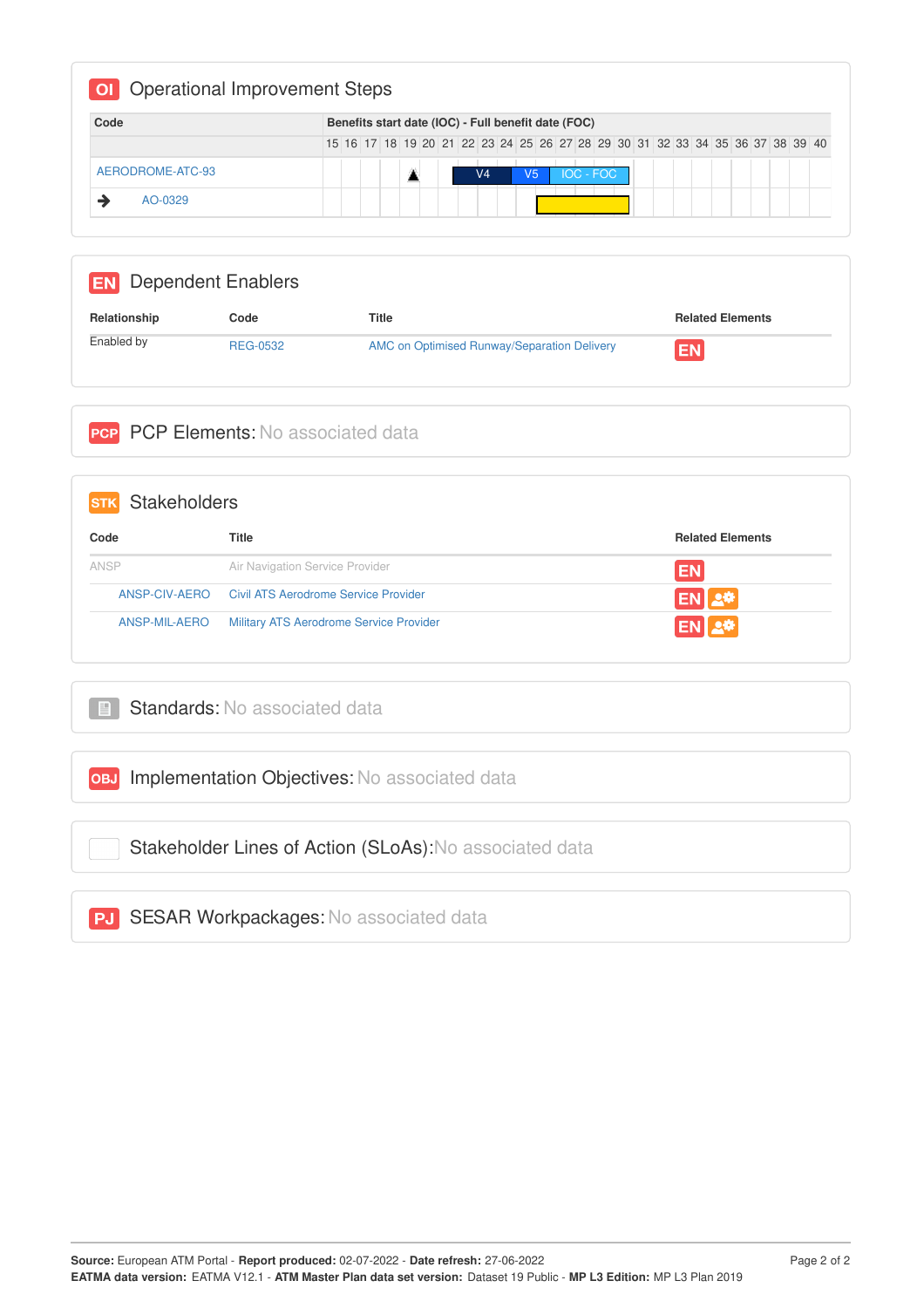## OI Operational Improvement Steps

| Code | Benefits start date (IOC) - Full benefit date (FOC) |
|---|---|
| | 15 16 17 18 19 20 21 22 23 24 25 26 27 28 29 30 31 32 33 34 35 36 37 38 39 40 |
| AERODROME-ATC-93 | ▲ V4 V5 IOC - FOC |
| → AO-0329 | |

## EN Dependent Enablers

| Relationship | Code | Title | Related Elements |
|---|---|---|---|
| Enabled by | REG-0532 | AMC on Optimised Runway/Separation Delivery | EN |

## PCP PCP Elements: No associated data

## STK Stakeholders

| Code | Title | Related Elements |
|---|---|---|
| ANSP | Air Navigation Service Provider | EN |
| ANSP-CIV-AERO | Civil ATS Aerodrome Service Provider | EN |
| ANSP-MIL-AERO | Military ATS Aerodrome Service Provider | EN |

## Standards: No associated data

## OBJ Implementation Objectives: No associated data

## Stakeholder Lines of Action (SLoAs): No associated data

## PJ SESAR Workpackages: No associated data

**Source:** European ATM Portal - **Report produced:** 02-07-2022 - **Date refresh:** 27-06-2022
**EATMA data version:** EATMA V12.1 - **ATM Master Plan data set version:** Dataset 19 Public - **MP L3 Edition:** MP L3 Plan 2019